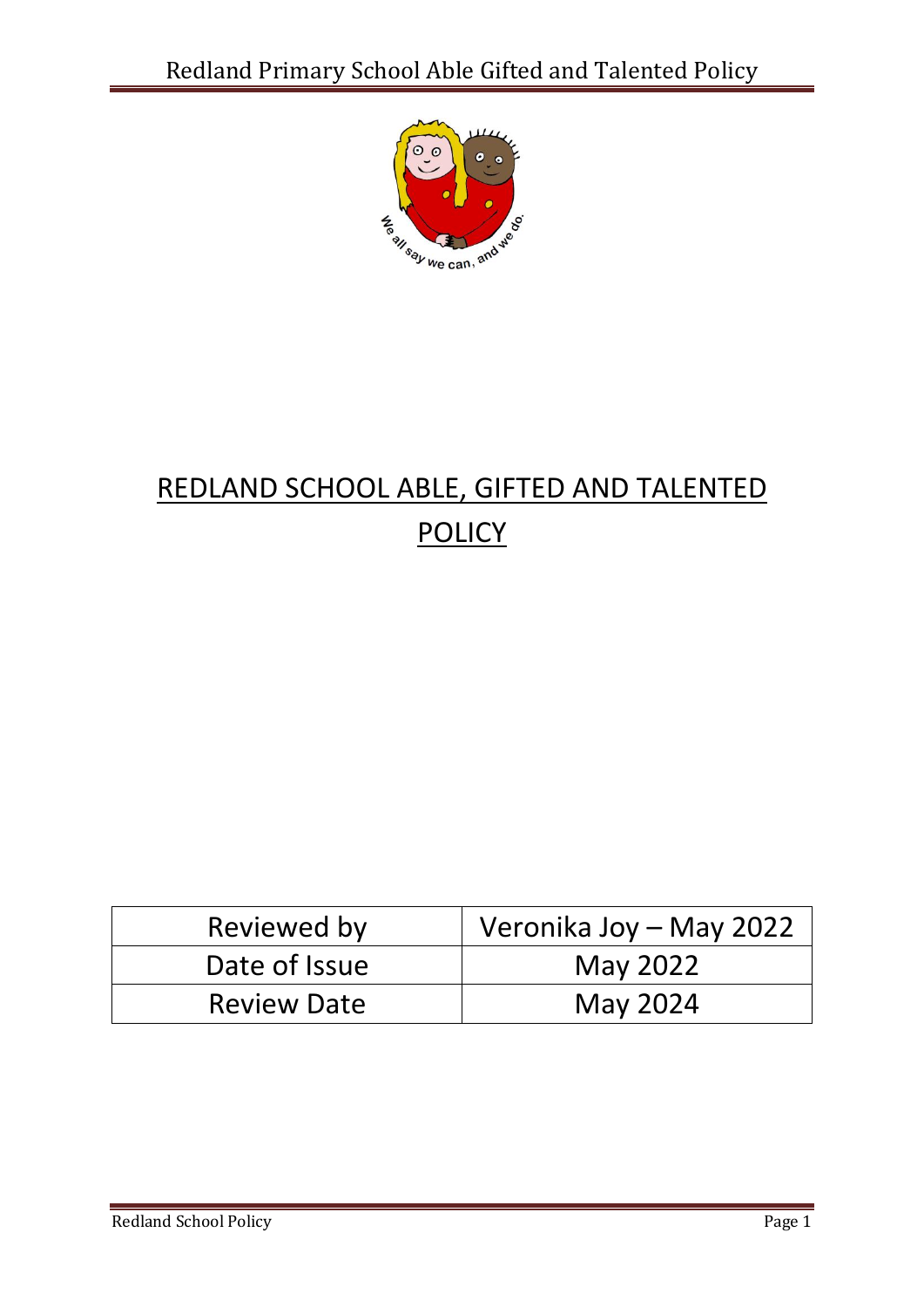# REDLAND SCHOOL ABLE, GIFTED AND TALENTED POLICY

| Reviewed by | Veronika Joy – May 2022 |
| --- | --- |
| Date of Issue | May 2022 |
| Review Date | May 2024 |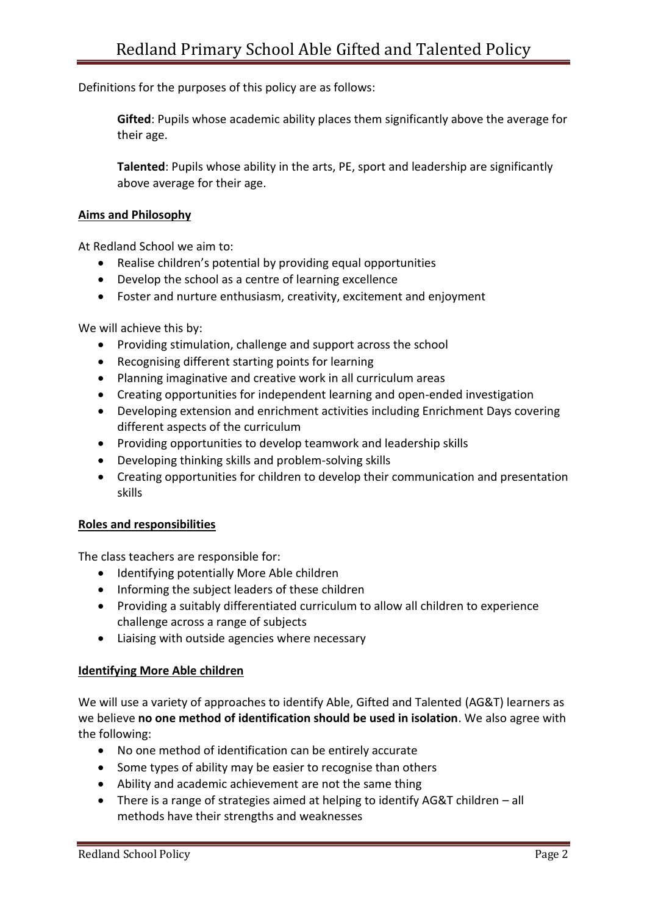Definitions for the purposes of this policy are as follows:

**Gifted**: Pupils whose academic ability places them significantly above the average for their age.

**Talented**: Pupils whose ability in the arts, PE, sport and leadership are significantly above average for their age.

## Aims and Philosophy

At Redland School we aim to:

- Realise children's potential by providing equal opportunities
- Develop the school as a centre of learning excellence
- Foster and nurture enthusiasm, creativity, excitement and enjoyment

We will achieve this by:

- Providing stimulation, challenge and support across the school
- Recognising different starting points for learning
- Planning imaginative and creative work in all curriculum areas
- Creating opportunities for independent learning and open-ended investigation
- Developing extension and enrichment activities including Enrichment Days covering different aspects of the curriculum
- Providing opportunities to develop teamwork and leadership skills
- Developing thinking skills and problem-solving skills
- Creating opportunities for children to develop their communication and presentation skills

## Roles and responsibilities

The class teachers are responsible for:

- Identifying potentially More Able children
- Informing the subject leaders of these children
- Providing a suitably differentiated curriculum to allow all children to experience challenge across a range of subjects
- Liaising with outside agencies where necessary

## Identifying More Able children

We will use a variety of approaches to identify Able, Gifted and Talented (AG&T) learners as we believe **no one method of identification should be used in isolation**. We also agree with the following:

- No one method of identification can be entirely accurate
- Some types of ability may be easier to recognise than others
- Ability and academic achievement are not the same thing
- There is a range of strategies aimed at helping to identify AG&T children – all methods have their strengths and weaknesses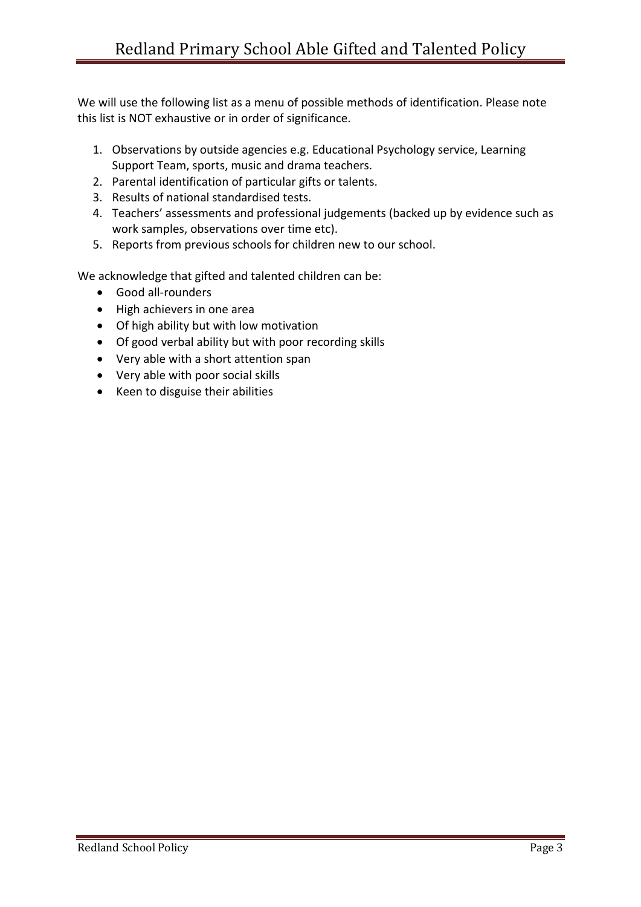We will use the following list as a menu of possible methods of identification. Please note this list is NOT exhaustive or in order of significance.

1. Observations by outside agencies e.g. Educational Psychology service, Learning Support Team, sports, music and drama teachers.
2. Parental identification of particular gifts or talents.
3. Results of national standardised tests.
4. Teachers' assessments and professional judgements (backed up by evidence such as work samples, observations over time etc).
5. Reports from previous schools for children new to our school.

We acknowledge that gifted and talented children can be:

- Good all-rounders
- High achievers in one area
- Of high ability but with low motivation
- Of good verbal ability but with poor recording skills
- Very able with a short attention span
- Very able with poor social skills
- Keen to disguise their abilities